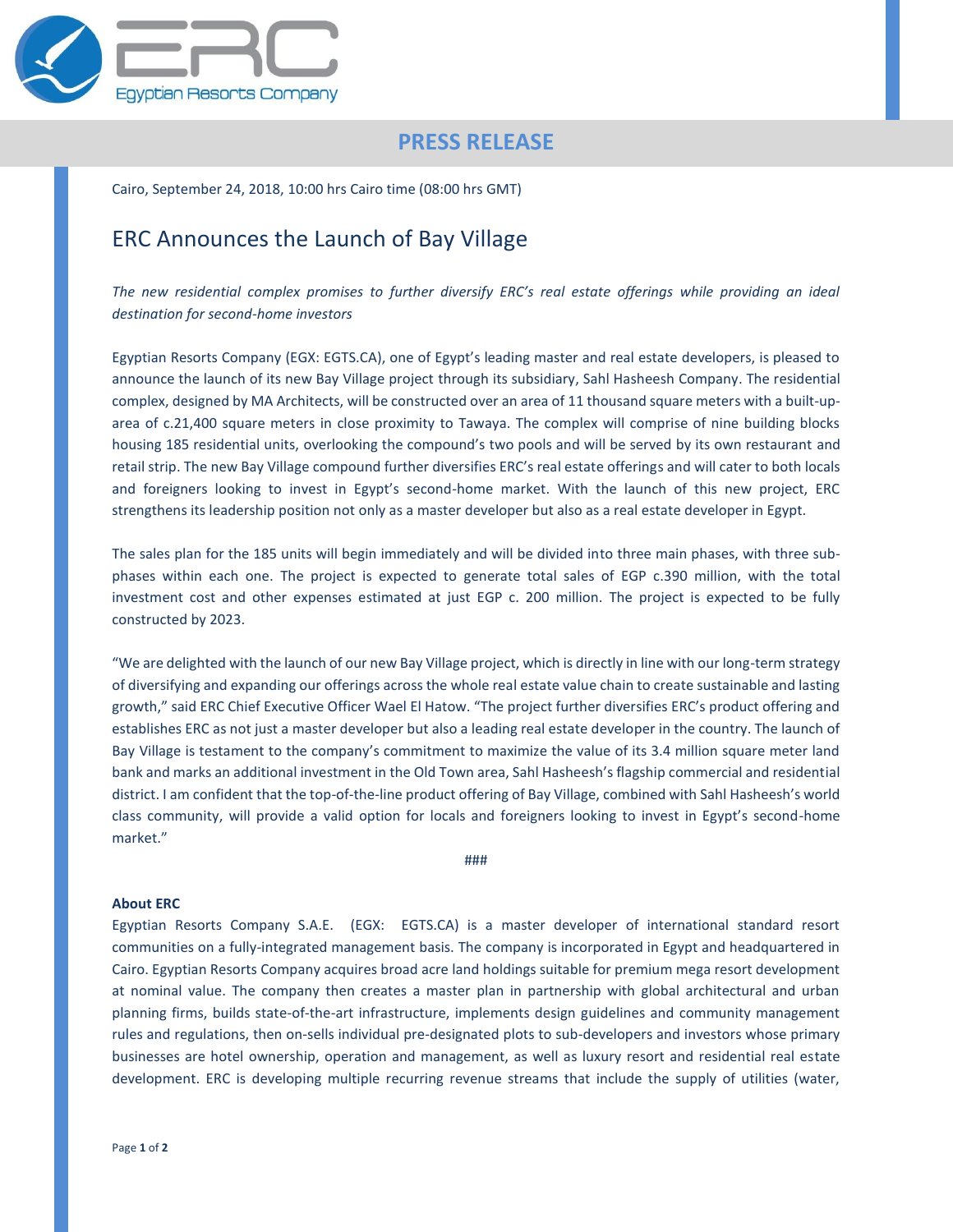Egyptian Resorts Company

# PRESS RELEASE

Cairo, September 24, 2018, 10:00 hrs Cairo time (08:00 hrs GMT)

## ERC Announces the Launch of Bay Village

*The new residential complex promises to further diversify ERC's real estate offerings while providing an ideal destination for second-home investors*

Egyptian Resorts Company (EGX: EGTS.CA), one of Egypt's leading master and real estate developers, is pleased to announce the launch of its new Bay Village project through its subsidiary, Sahl Hasheesh Company. The residential complex, designed by MA Architects, will be constructed over an area of 11 thousand square meters with a built-up-area of c.21,400 square meters in close proximity to Tawaya. The complex will comprise of nine building blocks housing 185 residential units, overlooking the compound's two pools and will be served by its own restaurant and retail strip. The new Bay Village compound further diversifies ERC's real estate offerings and will cater to both locals and foreigners looking to invest in Egypt's second-home market. With the launch of this new project, ERC strengthens its leadership position not only as a master developer but also as a real estate developer in Egypt.

The sales plan for the 185 units will begin immediately and will be divided into three main phases, with three sub-phases within each one. The project is expected to generate total sales of EGP c.390 million, with the total investment cost and other expenses estimated at just EGP c. 200 million. The project is expected to be fully constructed by 2023.

"We are delighted with the launch of our new Bay Village project, which is directly in line with our long-term strategy of diversifying and expanding our offerings across the whole real estate value chain to create sustainable and lasting growth," said ERC Chief Executive Officer Wael El Hatow. "The project further diversifies ERC's product offering and establishes ERC as not just a master developer but also a leading real estate developer in the country. The launch of Bay Village is testament to the company's commitment to maximize the value of its 3.4 million square meter land bank and marks an additional investment in the Old Town area, Sahl Hasheesh's flagship commercial and residential district. I am confident that the top-of-the-line product offering of Bay Village, combined with Sahl Hasheesh's world class community, will provide a valid option for locals and foreigners looking to invest in Egypt's second-home market."

###

**About ERC**

Egyptian Resorts Company S.A.E. (EGX: EGTS.CA) is a master developer of international standard resort communities on a fully-integrated management basis. The company is incorporated in Egypt and headquartered in Cairo. Egyptian Resorts Company acquires broad acre land holdings suitable for premium mega resort development at nominal value. The company then creates a master plan in partnership with global architectural and urban planning firms, builds state-of-the-art infrastructure, implements design guidelines and community management rules and regulations, then on-sells individual pre-designated plots to sub-developers and investors whose primary businesses are hotel ownership, operation and management, as well as luxury resort and residential real estate development. ERC is developing multiple recurring revenue streams that include the supply of utilities (water,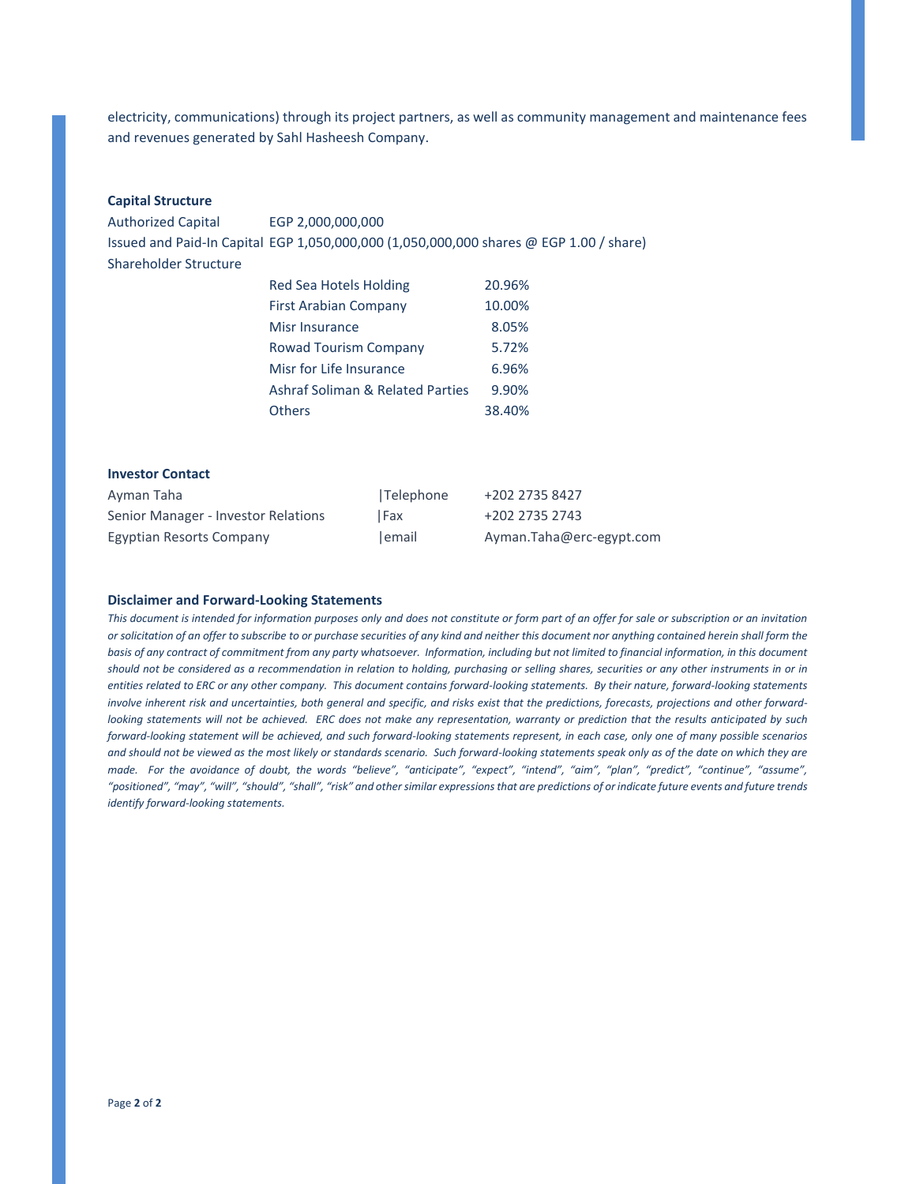electricity, communications) through its project partners, as well as community management and maintenance fees and revenues generated by Sahl Hasheesh Company.

**Capital Structure**

| | | |
|---|---|---|
| Authorized Capital | EGP 2,000,000,000 | |
| Issued and Paid-In Capital | EGP 1,050,000,000 (1,050,000,000 shares @ EGP 1.00 / share) | |
| Shareholder Structure | | |
| | Red Sea Hotels Holding | 20.96% |
| | First Arabian Company | 10.00% |
| | Misr Insurance | 8.05% |
| | Rowad Tourism Company | 5.72% |
| | Misr for Life Insurance | 6.96% |
| | Ashraf Soliman & Related Parties | 9.90% |
| | Others | 38.40% |

**Investor Contact**

| | | |
|---|---|---|
| Ayman Taha | Telephone | +202 2735 8427 |
| Senior Manager - Investor Relations | Fax | +202 2735 2743 |
| Egyptian Resorts Company | email | Ayman.Taha@erc-egypt.com |

**Disclaimer and Forward-Looking Statements**

*This document is intended for information purposes only and does not constitute or form part of an offer for sale or subscription or an invitation or solicitation of an offer to subscribe to or purchase securities of any kind and neither this document nor anything contained herein shall form the basis of any contract of commitment from any party whatsoever. Information, including but not limited to financial information, in this document should not be considered as a recommendation in relation to holding, purchasing or selling shares, securities or any other instruments in or in entities related to ERC or any other company. This document contains forward-looking statements. By their nature, forward-looking statements involve inherent risk and uncertainties, both general and specific, and risks exist that the predictions, forecasts, projections and other forward-looking statements will not be achieved. ERC does not make any representation, warranty or prediction that the results anticipated by such forward-looking statement will be achieved, and such forward-looking statements represent, in each case, only one of many possible scenarios and should not be viewed as the most likely or standards scenario. Such forward-looking statements speak only as of the date on which they are made. For the avoidance of doubt, the words "believe", "anticipate", "expect", "intend", "aim", "plan", "predict", "continue", "assume", "positioned", "may", "will", "should", "shall", "risk" and other similar expressions that are predictions of or indicate future events and future trends identify forward-looking statements.*